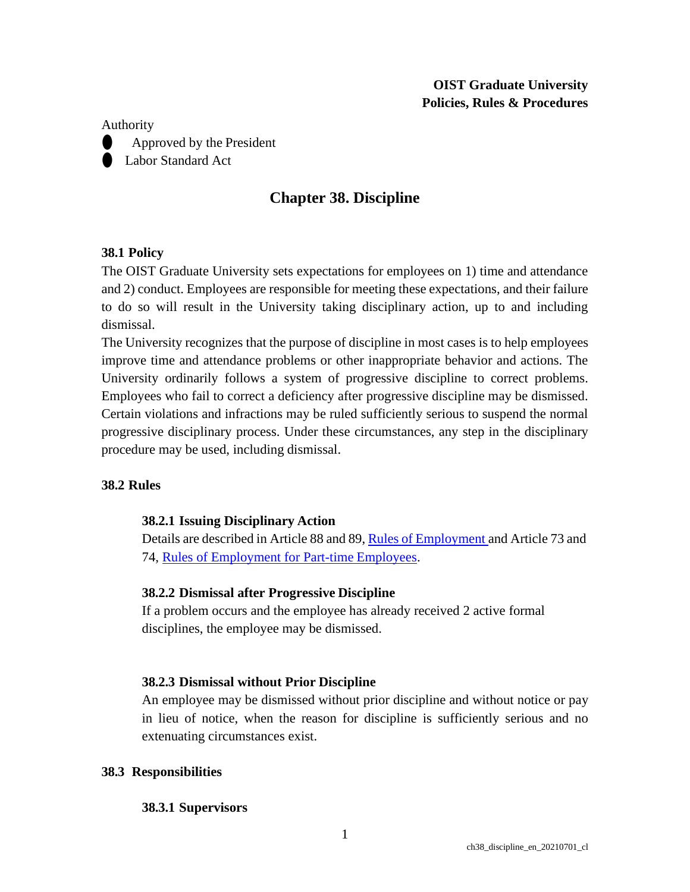**OIST Graduate University**
**Policies, Rules & Procedures**

Authority

- Approved by the President
- Labor Standard Act

# Chapter 38. Discipline

## 38.1 Policy

The OIST Graduate University sets expectations for employees on 1) time and attendance and 2) conduct. Employees are responsible for meeting these expectations, and their failure to do so will result in the University taking disciplinary action, up to and including dismissal.

The University recognizes that the purpose of discipline in most cases is to help employees improve time and attendance problems or other inappropriate behavior and actions. The University ordinarily follows a system of progressive discipline to correct problems. Employees who fail to correct a deficiency after progressive discipline may be dismissed. Certain violations and infractions may be ruled sufficiently serious to suspend the normal progressive disciplinary process. Under these circumstances, any step in the disciplinary procedure may be used, including dismissal.

## 38.2 Rules

### 38.2.1 Issuing Disciplinary Action

Details are described in Article 88 and 89, Rules of Employment and Article 73 and 74, Rules of Employment for Part-time Employees.

### 38.2.2 Dismissal after Progressive Discipline

If a problem occurs and the employee has already received 2 active formal disciplines, the employee may be dismissed.

### 38.2.3 Dismissal without Prior Discipline

An employee may be dismissed without prior discipline and without notice or pay in lieu of notice, when the reason for discipline is sufficiently serious and no extenuating circumstances exist.

## 38.3 Responsibilities

### 38.3.1 Supervisors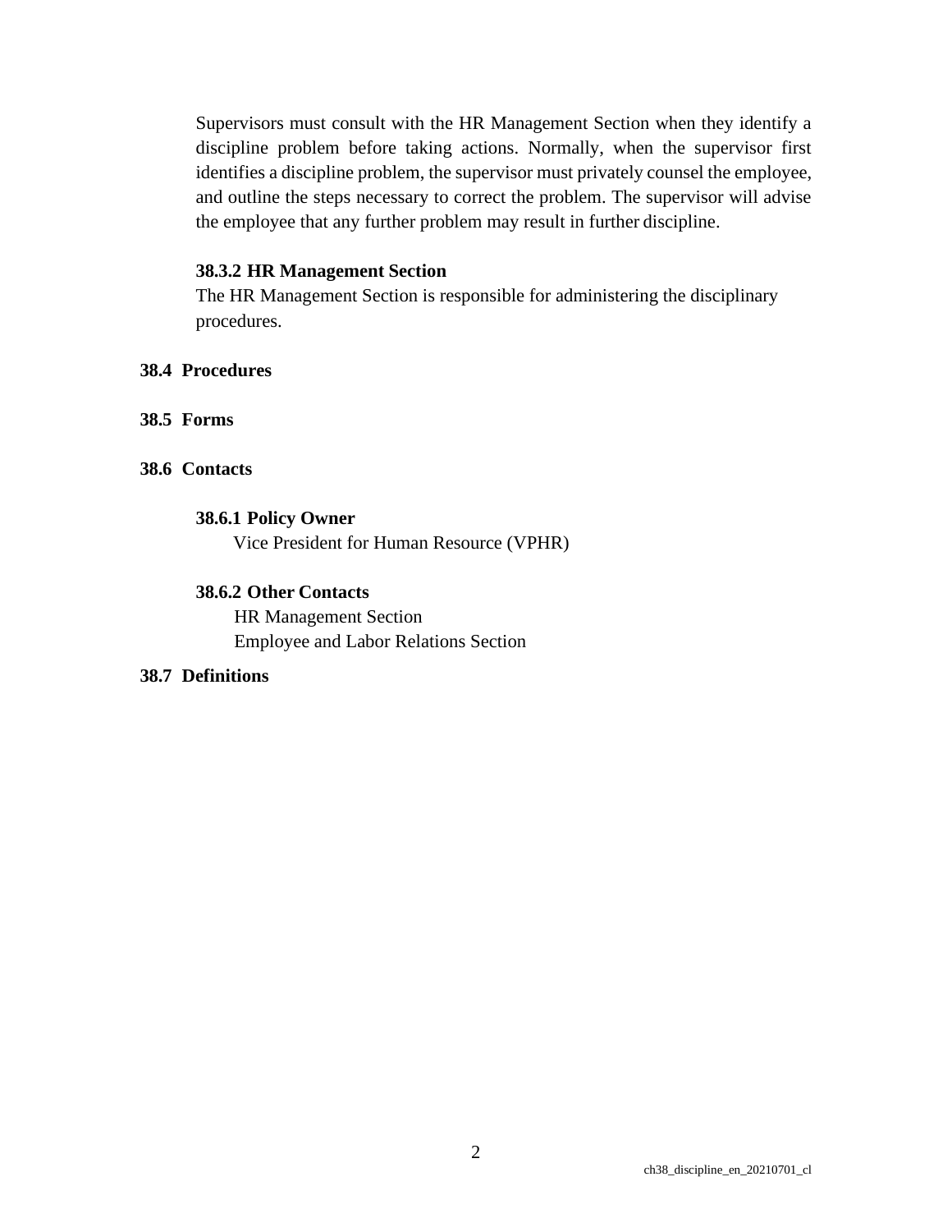Supervisors must consult with the HR Management Section when they identify a discipline problem before taking actions. Normally, when the supervisor first identifies a discipline problem, the supervisor must privately counsel the employee, and outline the steps necessary to correct the problem. The supervisor will advise the employee that any further problem may result in further discipline.

### 38.3.2 HR Management Section

The HR Management Section is responsible for administering the disciplinary procedures.

## 38.4 Procedures

## 38.5 Forms

## 38.6 Contacts

### 38.6.1 Policy Owner

Vice President for Human Resource (VPHR)

### 38.6.2 Other Contacts

HR Management Section
Employee and Labor Relations Section

## 38.7 Definitions